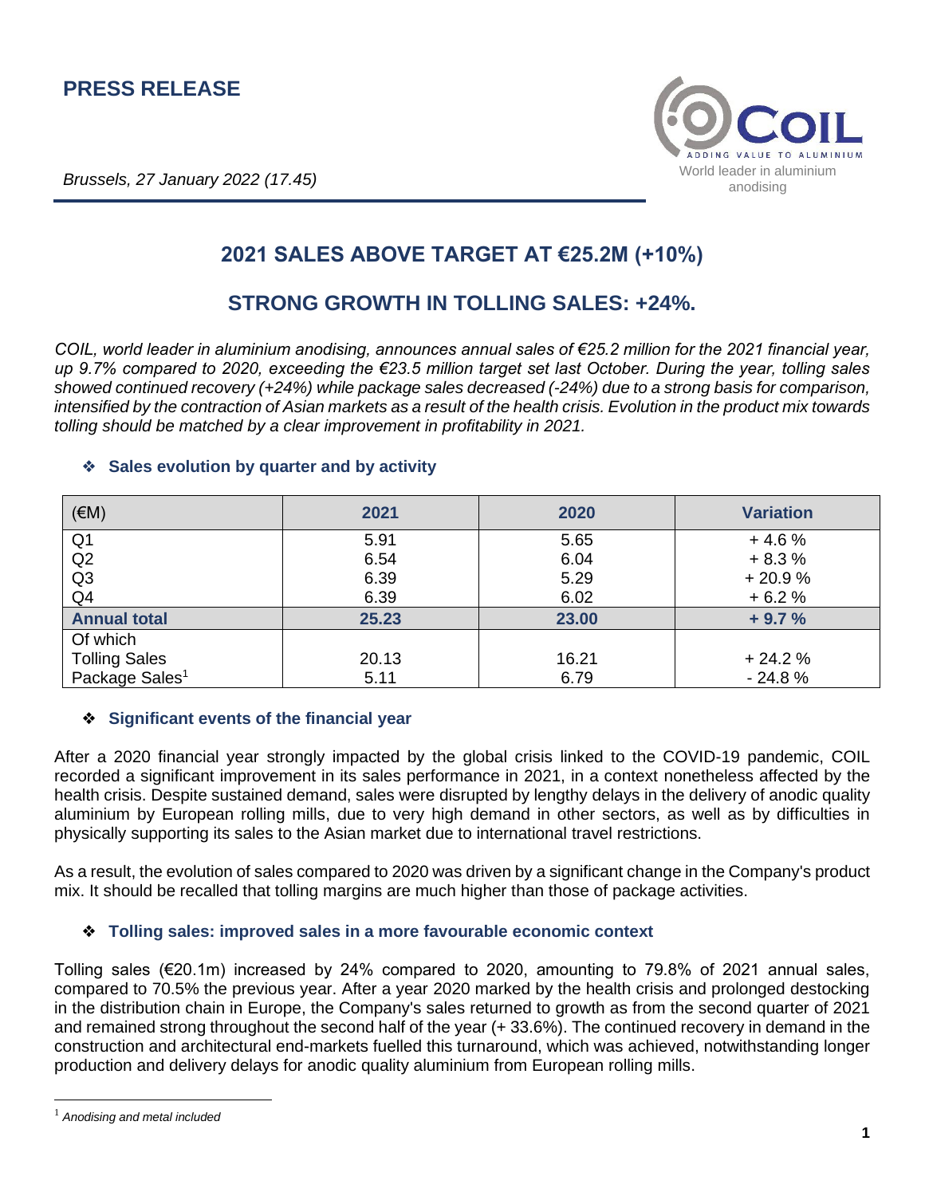# PRESS RELEASE

COIL
ADDING VALUE TO ALUMINIUM
World leader in aluminium anodising

*Brussels, 27 January 2022 (17.45)*

## 2021 SALES ABOVE TARGET AT €25.2M (+10%)

## STRONG GROWTH IN TOLLING SALES: +24%.

*COIL, world leader in aluminium anodising, announces annual sales of €25.2 million for the 2021 financial year, up 9.7% compared to 2020, exceeding the €23.5 million target set last October. During the year, tolling sales showed continued recovery (+24%) while package sales decreased (-24%) due to a strong basis for comparison, intensified by the contraction of Asian markets as a result of the health crisis. Evolution in the product mix towards tolling should be matched by a clear improvement in profitability in 2021.*

### ❖ Sales evolution by quarter and by activity

| (€M) | 2021 | 2020 | Variation |
|---|---|---|---|
| Q1 | 5.91 | 5.65 | + 4.6 % |
| Q2 | 6.54 | 6.04 | + 8.3 % |
| Q3 | 6.39 | 5.29 | + 20.9 % |
| Q4 | 6.39 | 6.02 | + 6.2 % |
| **Annual total** | **25.23** | **23.00** | **+ 9.7 %** |
| Of which | | | |
| Tolling Sales | 20.13 | 16.21 | + 24.2 % |
| Package Sales[1] | 5.11 | 6.79 | - 24.8 % |

### ❖ Significant events of the financial year

After a 2020 financial year strongly impacted by the global crisis linked to the COVID-19 pandemic, COIL recorded a significant improvement in its sales performance in 2021, in a context nonetheless affected by the health crisis. Despite sustained demand, sales were disrupted by lengthy delays in the delivery of anodic quality aluminium by European rolling mills, due to very high demand in other sectors, as well as by difficulties in physically supporting its sales to the Asian market due to international travel restrictions.

As a result, the evolution of sales compared to 2020 was driven by a significant change in the Company's product mix. It should be recalled that tolling margins are much higher than those of package activities.

### ❖ Tolling sales: improved sales in a more favourable economic context

Tolling sales (€20.1m) increased by 24% compared to 2020, amounting to 79.8% of 2021 annual sales, compared to 70.5% the previous year. After a year 2020 marked by the health crisis and prolonged destocking in the distribution chain in Europe, the Company's sales returned to growth as from the second quarter of 2021 and remained strong throughout the second half of the year (+ 33.6%). The continued recovery in demand in the construction and architectural end-markets fuelled this turnaround, which was achieved, notwithstanding longer production and delivery delays for anodic quality aluminium from European rolling mills.

[1] *Anodising and metal included*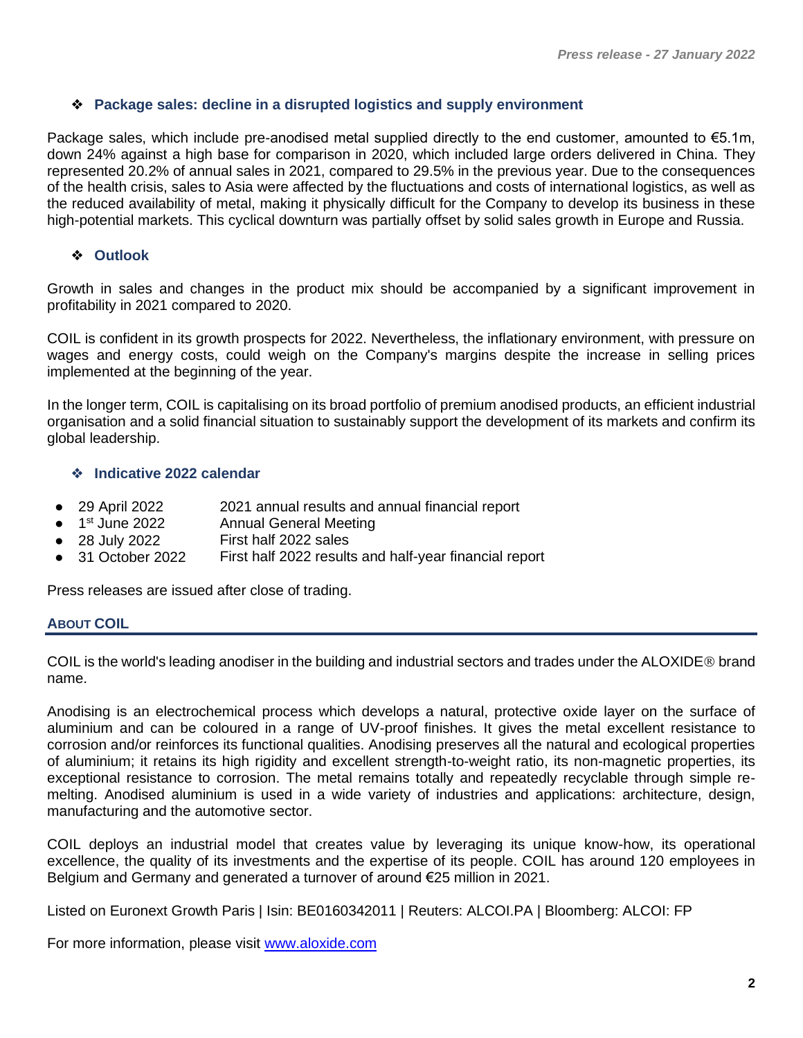### ❖ Package sales: decline in a disrupted logistics and supply environment

Package sales, which include pre-anodised metal supplied directly to the end customer, amounted to €5.1m, down 24% against a high base for comparison in 2020, which included large orders delivered in China. They represented 20.2% of annual sales in 2021, compared to 29.5% in the previous year. Due to the consequences of the health crisis, sales to Asia were affected by the fluctuations and costs of international logistics, as well as the reduced availability of metal, making it physically difficult for the Company to develop its business in these high-potential markets. This cyclical downturn was partially offset by solid sales growth in Europe and Russia.

### ❖ Outlook

Growth in sales and changes in the product mix should be accompanied by a significant improvement in profitability in 2021 compared to 2020.

COIL is confident in its growth prospects for 2022. Nevertheless, the inflationary environment, with pressure on wages and energy costs, could weigh on the Company's margins despite the increase in selling prices implemented at the beginning of the year.

In the longer term, COIL is capitalising on its broad portfolio of premium anodised products, an efficient industrial organisation and a solid financial situation to sustainably support the development of its markets and confirm its global leadership.

### ❖ Indicative 2022 calendar

- 29 April 2022 — 2021 annual results and annual financial report
- 1st June 2022 — Annual General Meeting
- 28 July 2022 — First half 2022 sales
- 31 October 2022 — First half 2022 results and half-year financial report

Press releases are issued after close of trading.

## ABOUT COIL

COIL is the world's leading anodiser in the building and industrial sectors and trades under the ALOXIDE® brand name.

Anodising is an electrochemical process which develops a natural, protective oxide layer on the surface of aluminium and can be coloured in a range of UV-proof finishes. It gives the metal excellent resistance to corrosion and/or reinforces its functional qualities. Anodising preserves all the natural and ecological properties of aluminium; it retains its high rigidity and excellent strength-to-weight ratio, its non-magnetic properties, its exceptional resistance to corrosion. The metal remains totally and repeatedly recyclable through simple re-melting. Anodised aluminium is used in a wide variety of industries and applications: architecture, design, manufacturing and the automotive sector.

COIL deploys an industrial model that creates value by leveraging its unique know-how, its operational excellence, the quality of its investments and the expertise of its people. COIL has around 120 employees in Belgium and Germany and generated a turnover of around €25 million in 2021.

Listed on Euronext Growth Paris | Isin: BE0160342011 | Reuters: ALCOI.PA | Bloomberg: ALCOI: FP

For more information, please visit [www.aloxide.com](http://www.aloxide.com)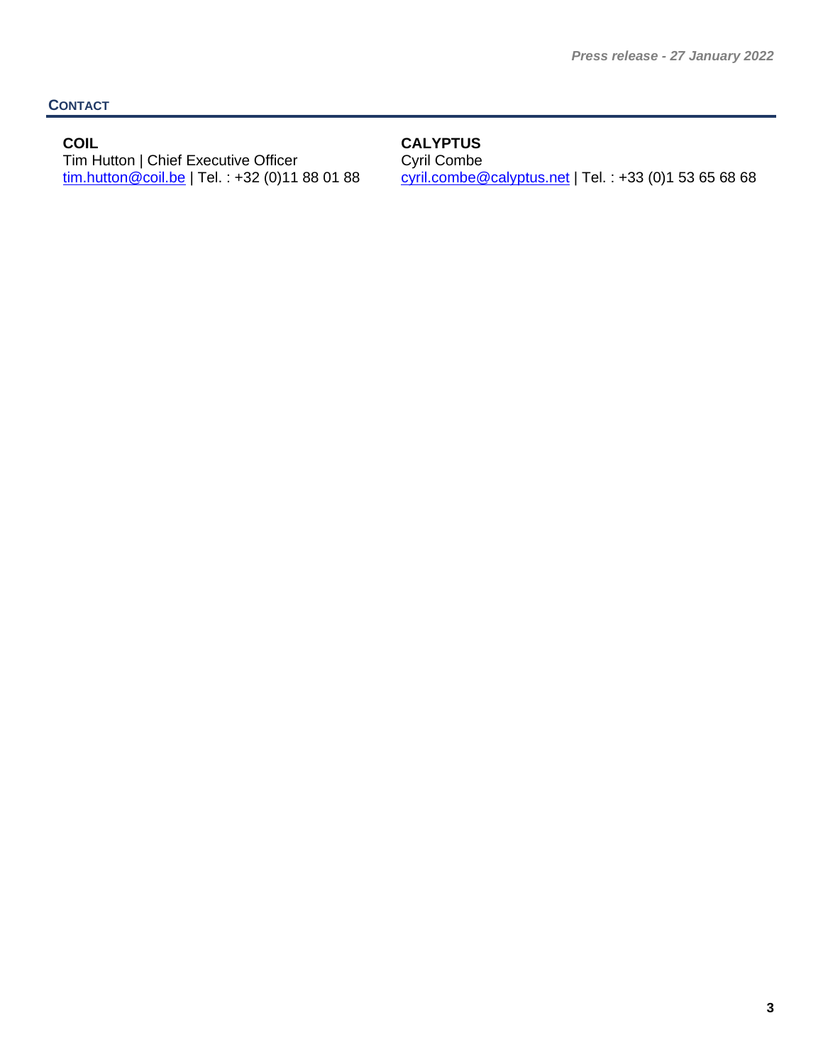## CONTACT

**COIL**
Tim Hutton | Chief Executive Officer
tim.hutton@coil.be | Tel. : +32 (0)11 88 01 88

**CALYPTUS**
Cyril Combe
cyril.combe@calyptus.net | Tel. : +33 (0)1 53 65 68 68